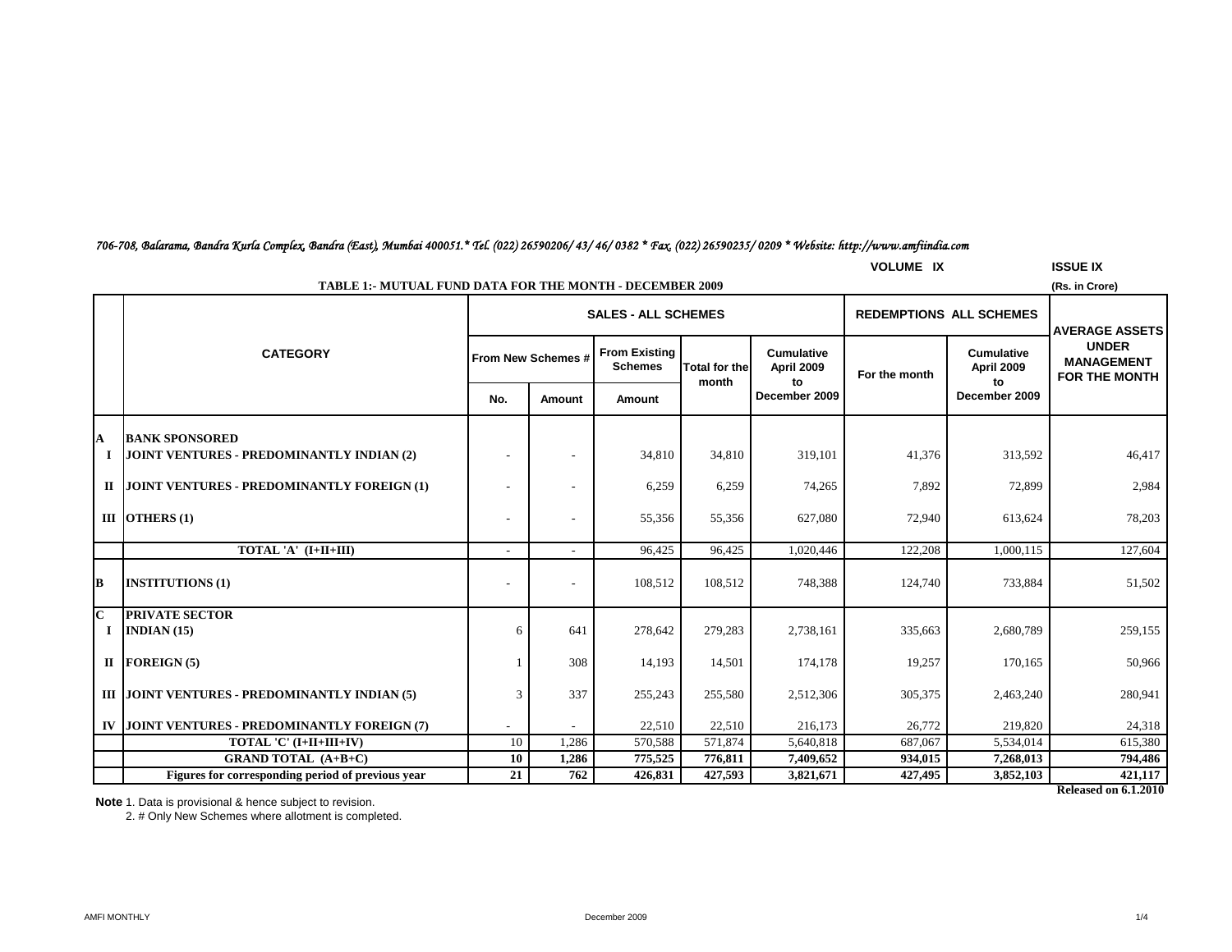*706-708, Balarama, Bandra Kurla Complex, Bandra (East), Mumbai 400051.* Tel. (022) 26590206/ 43/ 46/ 0382 * Fax. (022) 26590235/ 0209 * Website: http://www.amfiindia.com*

VOLUME IX ISSUE IX

**TABLE 1:- MUTUAL FUND DATA FOR THE MONTH - DECEMBER 2009**

(Rs. in Crore)

| | CATEGORY | SALES - ALL SCHEMES | | | | | REDEMPTIONS ALL SCHEMES | | AVERAGE ASSETS UNDER MANAGEMENT FOR THE MONTH |
|---|---|---|---|---|---|---|---|---|---|
| | | From New Schemes # | | From Existing Schemes | Total for the month | Cumulative April 2009 to December 2009 | For the month | Cumulative April 2009 to December 2009 | |
| | | No. | Amount | Amount | | | | | |
| **A** | **BANK SPONSORED** | | | | | | | | |
| **I** | **JOINT VENTURES - PREDOMINANTLY INDIAN (2)** | - | - | 34,810 | 34,810 | 319,101 | 41,376 | 313,592 | 46,417 |
| **II** | **JOINT VENTURES - PREDOMINANTLY FOREIGN (1)** | - | - | 6,259 | 6,259 | 74,265 | 7,892 | 72,899 | 2,984 |
| **III** | **OTHERS (1)** | - | - | 55,356 | 55,356 | 627,080 | 72,940 | 613,624 | 78,203 |
| | **TOTAL 'A' (I+II+III)** | - | - | 96,425 | 96,425 | 1,020,446 | 122,208 | 1,000,115 | 127,604 |
| **B** | **INSTITUTIONS (1)** | - | - | 108,512 | 108,512 | 748,388 | 124,740 | 733,884 | 51,502 |
| **C** | **PRIVATE SECTOR** | | | | | | | | |
| **I** | **INDIAN (15)** | 6 | 641 | 278,642 | 279,283 | 2,738,161 | 335,663 | 2,680,789 | 259,155 |
| **II** | **FOREIGN (5)** | 1 | 308 | 14,193 | 14,501 | 174,178 | 19,257 | 170,165 | 50,966 |
| **III** | **JOINT VENTURES - PREDOMINANTLY INDIAN (5)** | 3 | 337 | 255,243 | 255,580 | 2,512,306 | 305,375 | 2,463,240 | 280,941 |
| **IV** | **JOINT VENTURES - PREDOMINANTLY FOREIGN (7)** | - | - | 22,510 | 22,510 | 216,173 | 26,772 | 219,820 | 24,318 |
| | **TOTAL 'C' (I+II+III+IV)** | 10 | 1,286 | 570,588 | 571,874 | 5,640,818 | 687,067 | 5,534,014 | 615,380 |
| | **GRAND TOTAL (A+B+C)** | **10** | **1,286** | **775,525** | **776,811** | **7,409,652** | **934,015** | **7,268,013** | **794,486** |
| | **Figures for corresponding period of previous year** | **21** | **762** | **426,831** | **427,593** | **3,821,671** | **427,495** | **3,852,103** | **421,117** |

**Released on 6.1.2010**

**Note** 1. Data is provisional & hence subject to revision.

2. # Only New Schemes where allotment is completed.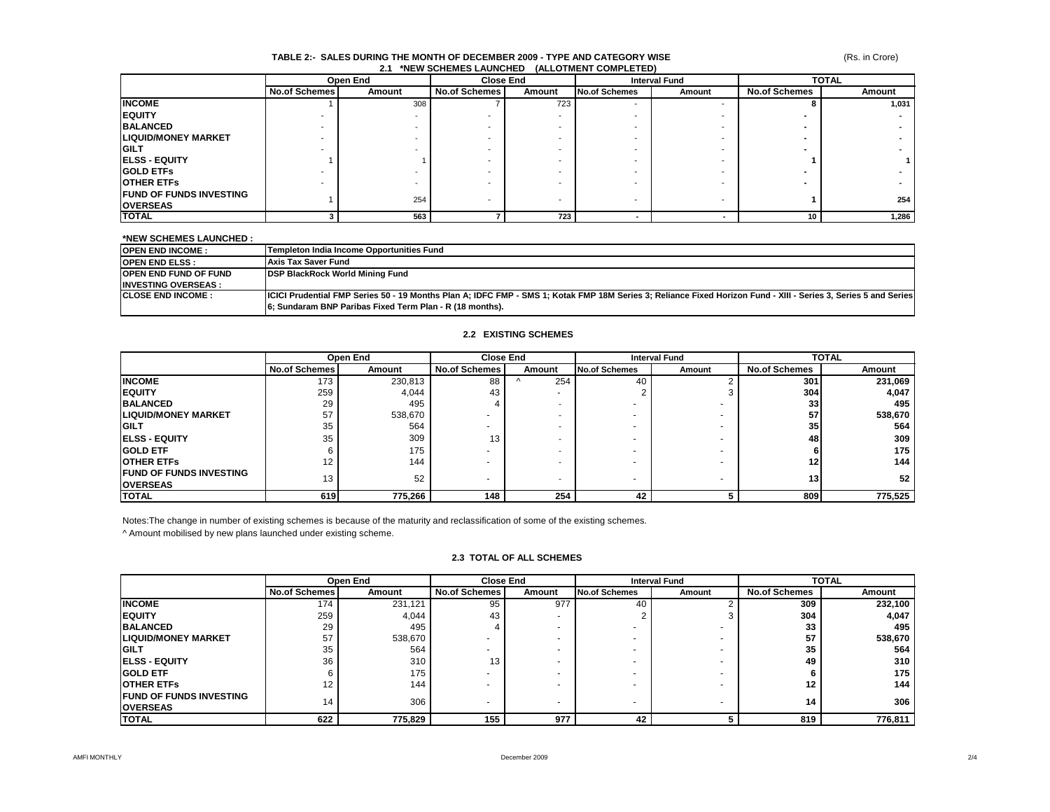## TABLE 2:- SALES DURING THE MONTH OF DECEMBER 2009 - TYPE AND CATEGORY WISE

(Rs. in Crore)

### 2.1 *NEW SCHEMES LAUNCHED (ALLOTMENT COMPLETED)

| | Open End | | Close End | | Interval Fund | | TOTAL | |
|---|---|---|---|---|---|---|---|---|
| | No.of Schemes | Amount | No.of Schemes | Amount | No.of Schemes | Amount | No.of Schemes | Amount |
| **INCOME** | 1 | 308 | 7 | 723 | - | - | **8** | **1,031** |
| **EQUITY** | - | - | - | - | - | - | **-** | **-** |
| **BALANCED** | - | - | - | - | - | - | **-** | **-** |
| **LIQUID/MONEY MARKET** | - | - | - | - | - | - | **-** | **-** |
| **GILT** | - | - | - | - | - | - | **-** | **-** |
| **ELSS - EQUITY** | 1 | 1 | - | - | - | - | **1** | **1** |
| **GOLD ETFs** | - | - | - | - | - | - | **-** | **-** |
| **OTHER ETFs** | - | - | - | - | - | - | **-** | **-** |
| **FUND OF FUNDS INVESTING OVERSEAS** | 1 | 254 | - | - | - | - | **1** | **254** |
| **TOTAL** | **3** | **563** | **7** | **723** | **-** | **-** | **10** | **1,286** |

**\*NEW SCHEMES LAUNCHED :**

| | |
|---|---|
| **OPEN END INCOME :** | **Templeton India Income Opportunities Fund** |
| **OPEN END ELSS :** | **Axis Tax Saver Fund** |
| **OPEN END FUND OF FUND INVESTING OVERSEAS :** | **DSP BlackRock World Mining Fund** |
| **CLOSE END INCOME :** | **ICICI Prudential FMP Series 50 - 19 Months Plan A; IDFC FMP - SMS 1; Kotak FMP 18M Series 3; Reliance Fixed Horizon Fund - XIII - Series 3, Series 5 and Series 6; Sundaram BNP Paribas Fixed Term Plan - R (18 months).** |

### 2.2 EXISTING SCHEMES

| | Open End | | Close End | | Interval Fund | | TOTAL | |
|---|---|---|---|---|---|---|---|---|
| | No.of Schemes | Amount | No.of Schemes | Amount | No.of Schemes | Amount | No.of Schemes | Amount |
| **INCOME** | 173 | 230,813 | 88 | ^ 254 | 40 | 2 | **301** | **231,069** |
| **EQUITY** | 259 | 4,044 | 43 | - | 2 | 3 | **304** | **4,047** |
| **BALANCED** | 29 | 495 | 4 | - | - | - | **33** | **495** |
| **LIQUID/MONEY MARKET** | 57 | 538,670 | - | - | - | - | **57** | **538,670** |
| **GILT** | 35 | 564 | - | - | - | - | **35** | **564** |
| **ELSS - EQUITY** | 35 | 309 | 13 | - | - | - | **48** | **309** |
| **GOLD ETF** | 6 | 175 | - | - | - | - | **6** | **175** |
| **OTHER ETFs** | 12 | 144 | - | - | - | - | **12** | **144** |
| **FUND OF FUNDS INVESTING OVERSEAS** | 13 | 52 | - | - | - | - | **13** | **52** |
| **TOTAL** | **619** | **775,266** | **148** | **254** | **42** | **5** | **809** | **775,525** |

Notes:The change in number of existing schemes is because of the maturity and reclassification of some of the existing schemes.

^ Amount mobilised by new plans launched under existing scheme.

### 2.3 TOTAL OF ALL SCHEMES

| | Open End | | Close End | | Interval Fund | | TOTAL | |
|---|---|---|---|---|---|---|---|---|
| | No.of Schemes | Amount | No.of Schemes | Amount | No.of Schemes | Amount | No.of Schemes | Amount |
| **INCOME** | 174 | 231,121 | 95 | 977 | 40 | 2 | **309** | **232,100** |
| **EQUITY** | 259 | 4,044 | 43 | - | 2 | 3 | **304** | **4,047** |
| **BALANCED** | 29 | 495 | 4 | - | - | - | **33** | **495** |
| **LIQUID/MONEY MARKET** | 57 | 538,670 | - | - | - | - | **57** | **538,670** |
| **GILT** | 35 | 564 | - | - | - | - | **35** | **564** |
| **ELSS - EQUITY** | 36 | 310 | 13 | - | - | - | **49** | **310** |
| **GOLD ETF** | 6 | 175 | - | - | - | - | **6** | **175** |
| **OTHER ETFs** | 12 | 144 | - | - | - | - | **12** | **144** |
| **FUND OF FUNDS INVESTING OVERSEAS** | 14 | 306 | - | - | - | - | **14** | **306** |
| **TOTAL** | **622** | **775,829** | **155** | **977** | **42** | **5** | **819** | **776,811** |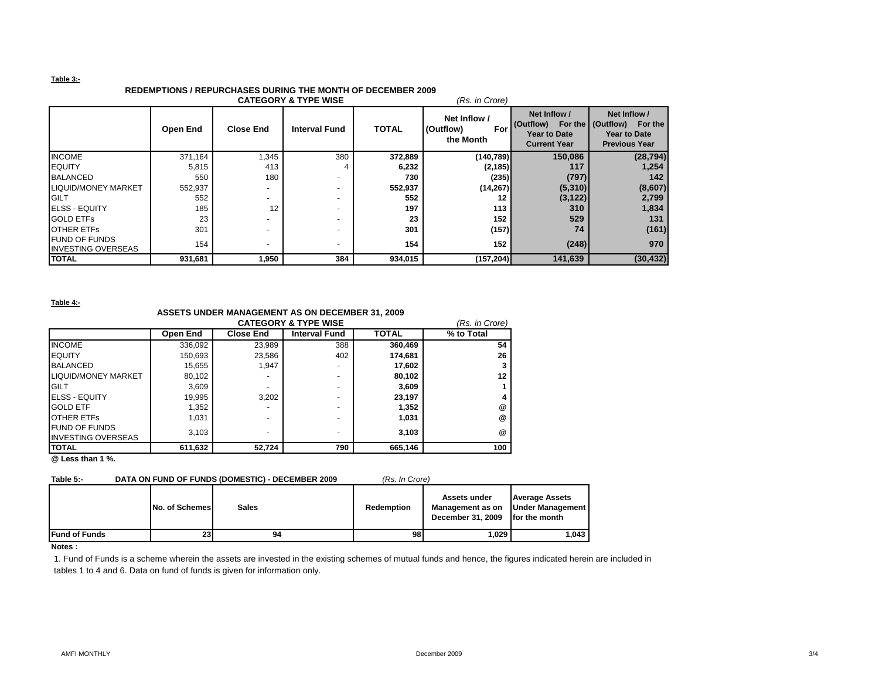**Table 3:-**

## REDEMPTIONS / REPURCHASES DURING THE MONTH OF DECEMBER 2009

### CATEGORY & TYPE WISE

*(Rs. in Crore)*

| | Open End | Close End | Interval Fund | TOTAL | Net Inflow / (Outflow) For the Month | Net Inflow / (Outflow) For the Year to Date Current Year | Net Inflow / (Outflow) For the Year to Date Previous Year |
|---|---|---|---|---|---|---|---|
| INCOME | 371,164 | 1,345 | 380 | **372,889** | **(140,789)** | **150,086** | **(28,794)** |
| EQUITY | 5,815 | 413 | 4 | **6,232** | **(2,185)** | **117** | **1,254** |
| BALANCED | 550 | 180 | - | **730** | **(235)** | **(797)** | **142** |
| LIQUID/MONEY MARKET | 552,937 | - | - | **552,937** | **(14,267)** | **(5,310)** | **(8,607)** |
| GILT | 552 | - | - | **552** | **12** | **(3,122)** | **2,799** |
| ELSS - EQUITY | 185 | 12 | - | **197** | **113** | **310** | **1,834** |
| GOLD ETFs | 23 | - | - | **23** | **152** | **529** | **131** |
| OTHER ETFs | 301 | - | - | **301** | **(157)** | **74** | **(161)** |
| FUND OF FUNDS INVESTING OVERSEAS | 154 | - | - | **154** | **152** | **(248)** | **970** |
| **TOTAL** | **931,681** | **1,950** | **384** | **934,015** | **(157,204)** | **141,639** | **(30,432)** |

**Table 4:-**

## ASSETS UNDER MANAGEMENT AS ON DECEMBER 31, 2009

### CATEGORY & TYPE WISE

*(Rs. in Crore)*

| | Open End | Close End | Interval Fund | TOTAL | % to Total |
|---|---|---|---|---|---|
| INCOME | 336,092 | 23,989 | 388 | **360,469** | **54** |
| EQUITY | 150,693 | 23,586 | 402 | **174,681** | **26** |
| BALANCED | 15,655 | 1,947 | - | **17,602** | **3** |
| LIQUID/MONEY MARKET | 80,102 | - | - | **80,102** | **12** |
| GILT | 3,609 | - | - | **3,609** | **1** |
| ELSS - EQUITY | 19,995 | 3,202 | - | **23,197** | **4** |
| GOLD ETF | 1,352 | - | - | **1,352** | @ |
| OTHER ETFs | 1,031 | - | - | **1,031** | @ |
| FUND OF FUNDS INVESTING OVERSEAS | 3,103 | - | - | **3,103** | @ |
| **TOTAL** | **611,632** | **52,724** | **790** | **665,146** | **100** |

**@ Less than 1 %.**

**Table 5:-** **DATA ON FUND OF FUNDS (DOMESTIC) - DECEMBER 2009** *(Rs. In Crore)*

| | No. of Schemes | Sales | Redemption | Assets under Management as on December 31, 2009 | Average Assets Under Management for the month |
|---|---|---|---|---|---|
| **Fund of Funds** | **23** | **94** | **98** | **1,029** | **1,043** |

**Notes :**

1. Fund of Funds is a scheme wherein the assets are invested in the existing schemes of mutual funds and hence, the figures indicated herein are included in tables 1 to 4 and 6. Data on fund of funds is given for information only.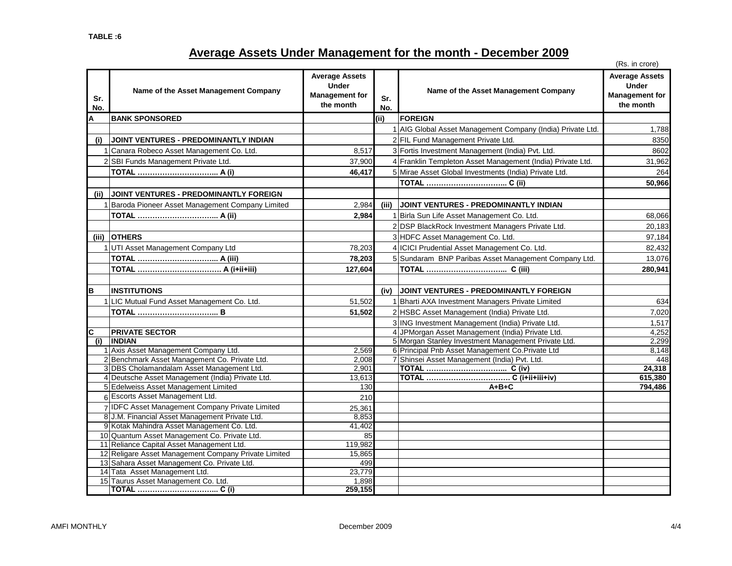TABLE :6

# Average Assets Under Management for the month - December 2009

(Rs. in crore)

| Sr. No. | Name of the Asset Management Company | Average Assets Under Management for the month | Sr. No. | Name of the Asset Management Company | Average Assets Under Management for the month |
|---|---|---|---|---|---|
| A | **BANK SPONSORED** | | (ii) | **FOREIGN** | |
| | | | 1 | AIG Global Asset Management Company (India) Private Ltd. | 1,788 |
| (i) | **JOINT VENTURES - PREDOMINANTLY INDIAN** | | 2 | FIL Fund Management Private Ltd. | 8350 |
| 1 | Canara Robeco Asset Management Co. Ltd. | 8,517 | 3 | Fortis Investment Management (India) Pvt. Ltd. | 8602 |
| 2 | SBI Funds Management Private Ltd. | 37,900 | 4 | Franklin Templeton Asset Management (India) Private Ltd. | 31,962 |
| | **TOTAL ………………………….. A (i)** | **46,417** | 5 | Mirae Asset Global Investments (India) Private Ltd. | 264 |
| | | | | **TOTAL ………………………….. C (ii)** | **50,966** |
| (ii) | **JOINT VENTURES - PREDOMINANTLY FOREIGN** | | | | |
| 1 | Baroda Pioneer Asset Management Company Limited | 2,984 | (iii) | **JOINT VENTURES - PREDOMINANTLY INDIAN** | |
| | **TOTAL ………………………….. A (ii)** | **2,984** | 1 | Birla Sun Life Asset Management Co. Ltd. | 68,066 |
| | | | 2 | DSP BlackRock Investment Managers Private Ltd. | 20,183 |
| (iii) | **OTHERS** | | 3 | HDFC Asset Management Co. Ltd. | 97,184 |
| 1 | UTI Asset Management Company Ltd | 78,203 | 4 | ICICI Prudential Asset Management Co. Ltd. | 82,432 |
| | **TOTAL ………………………….. A (iii)** | **78,203** | 5 | Sundaram BNP Paribas Asset Management Company Ltd. | 13,076 |
| | **TOTAL …………………………… A (i+ii+iii)** | **127,604** | | **TOTAL ………………………….. C (iii)** | **280,941** |
| | | | | | |
| B | **INSTITUTIONS** | | (iv) | **JOINT VENTURES - PREDOMINANTLY FOREIGN** | |
| 1 | LIC Mutual Fund Asset Management Co. Ltd. | 51,502 | 1 | Bharti AXA Investment Managers Private Limited | 634 |
| | **TOTAL ………………………….. B** | **51,502** | 2 | HSBC Asset Management (India) Private Ltd. | 7,020 |
| | | | 3 | ING Investment Management (India) Private Ltd. | 1,517 |
| C | **PRIVATE SECTOR** | | 4 | JPMorgan Asset Management (India) Private Ltd. | 4,252 |
| (i) | **INDIAN** | | 5 | Morgan Stanley Investment Management Private Ltd. | 2,299 |
| 1 | Axis Asset Management Company Ltd. | 2,569 | 6 | Principal Pnb Asset Management Co.Private Ltd | 8,148 |
| 2 | Benchmark Asset Management Co. Private Ltd. | 2,008 | 7 | Shinsei Asset Management (India) Pvt. Ltd. | 448 |
| 3 | DBS Cholamandalam Asset Management Ltd. | 2,901 | | **TOTAL ………………………….. C (iv)** | **24,318** |
| 4 | Deutsche Asset Management (India) Private Ltd. | 13,613 | | **TOTAL …………………………… C (i+ii+iii+iv)** | **615,380** |
| 5 | Edelweiss Asset Management Limited | 130 | | **A+B+C** | **794,486** |
| 6 | Escorts Asset Management Ltd. | 210 | | | |
| 7 | IDFC Asset Management Company Private Limited | 25,361 | | | |
| 8 | J.M. Financial Asset Management Private Ltd. | 8,853 | | | |
| 9 | Kotak Mahindra Asset Management Co. Ltd. | 41,402 | | | |
| 10 | Quantum Asset Management Co. Private Ltd. | 85 | | | |
| 11 | Reliance Capital Asset Management Ltd. | 119,982 | | | |
| 12 | Religare Asset Management Company Private Limited | 15,865 | | | |
| 13 | Sahara Asset Management Co. Private Ltd. | 499 | | | |
| 14 | Tata Asset Management Ltd. | 23,779 | | | |
| 15 | Taurus Asset Management Co. Ltd. | 1,898 | | | |
| | **TOTAL ………………………….. C (i)** | **259,155** | | | |